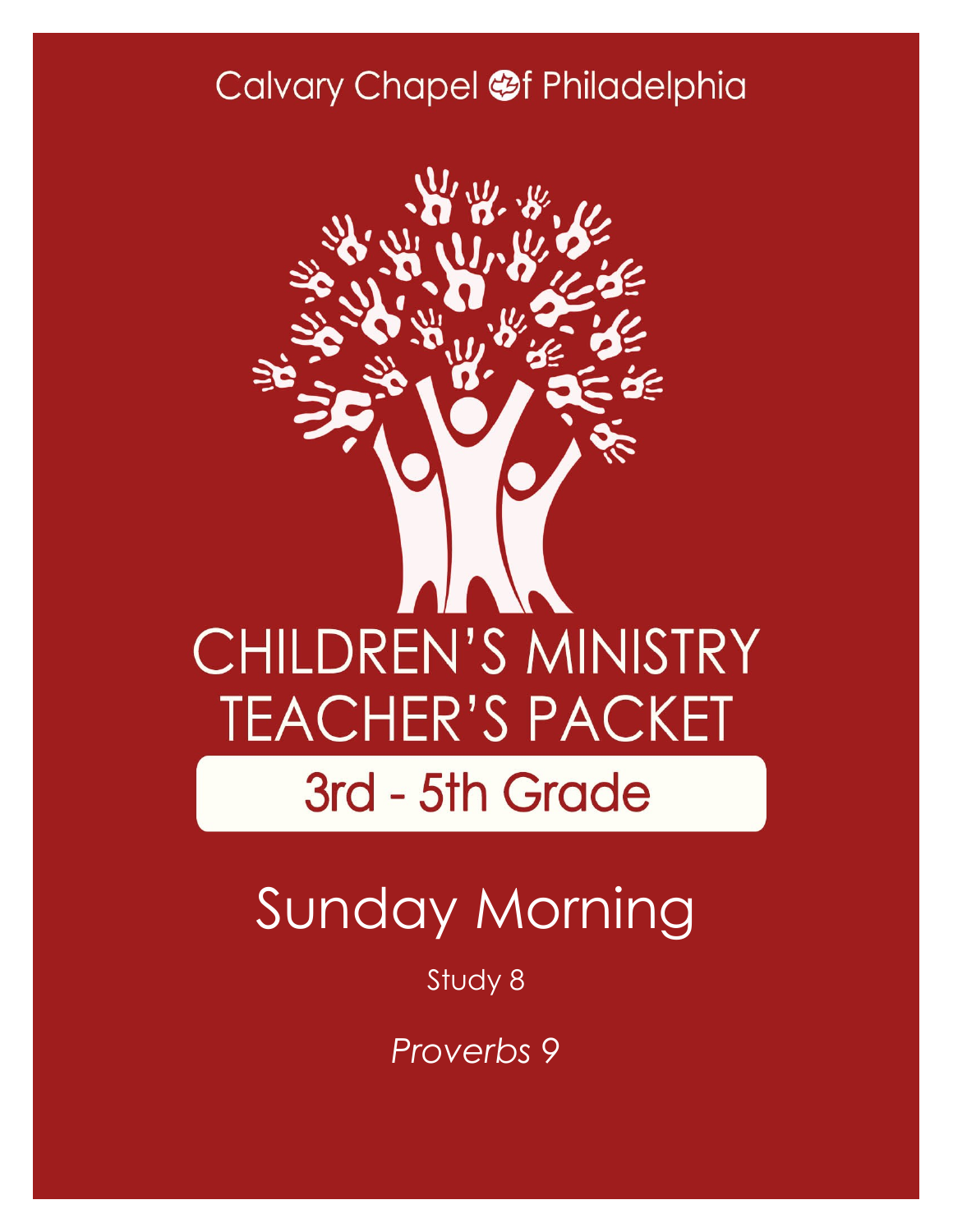Calvary Chapel of Philadelphia

# CHILDREN'S MINISTRY TEACHER'S PACKET

## 3rd - 5th Grade

# Sunday Morning

Study 8

*Proverbs 9*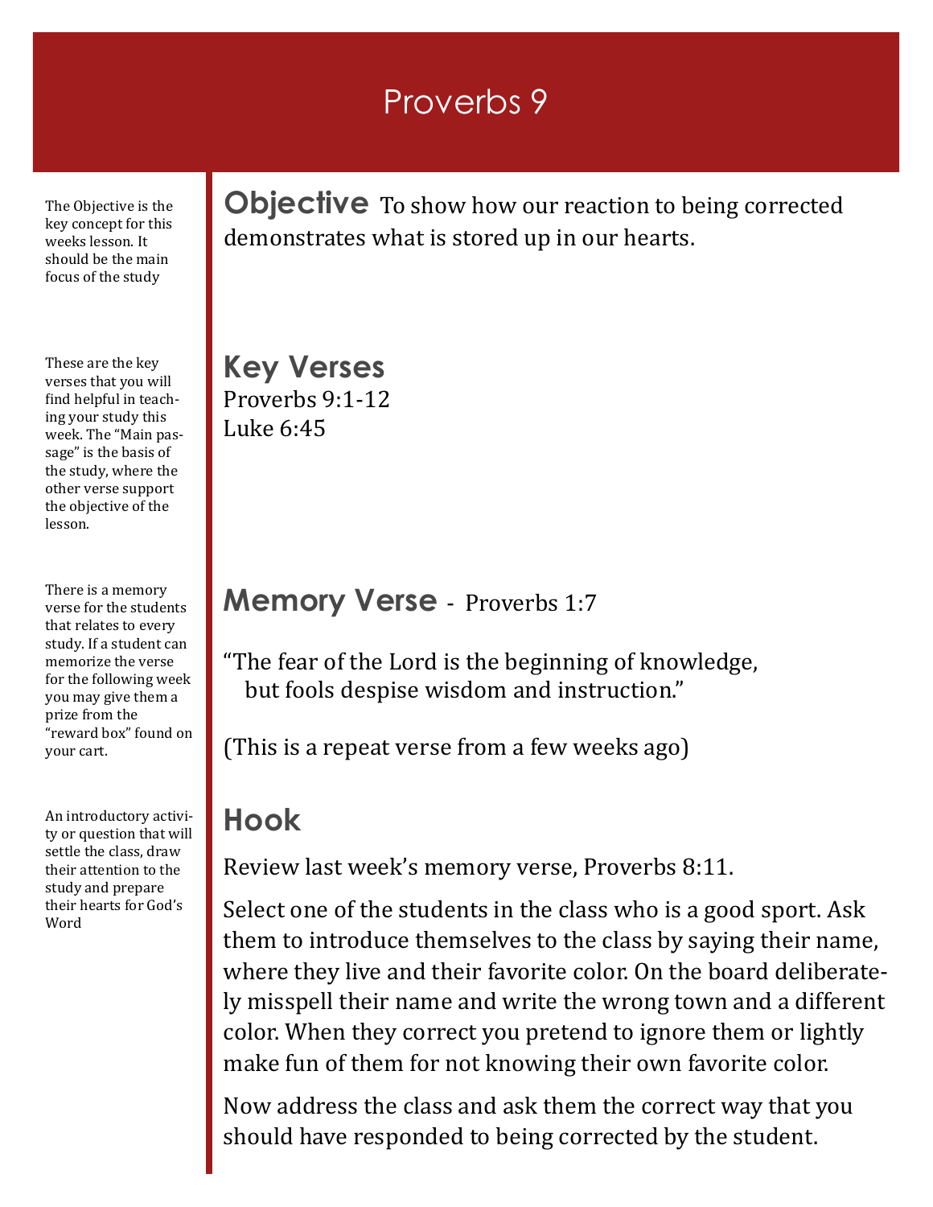# Proverbs 9

The Objective is the key concept for this weeks lesson. It should be the main focus of the study

## **Objective** To show how our reaction to being corrected demonstrates what is stored up in our hearts.

These are the key verses that you will find helpful in teaching your study this week. The "Main passage" is the basis of the study, where the other verse support the objective of the lesson.

## Key Verses

Proverbs 9:1-12
Luke 6:45

There is a memory verse for the students that relates to every study. If a student can memorize the verse for the following week you may give them a prize from the "reward box" found on your cart.

## Memory Verse - Proverbs 1:7

"The fear of the Lord is the beginning of knowledge,
but fools despise wisdom and instruction."

(This is a repeat verse from a few weeks ago)

An introductory activity or question that will settle the class, draw their attention to the study and prepare their hearts for God's Word

## Hook

Review last week's memory verse, Proverbs 8:11.

Select one of the students in the class who is a good sport. Ask them to introduce themselves to the class by saying their name, where they live and their favorite color. On the board deliberately misspell their name and write the wrong town and a different color. When they correct you pretend to ignore them or lightly make fun of them for not knowing their own favorite color.

Now address the class and ask them the correct way that you should have responded to being corrected by the student.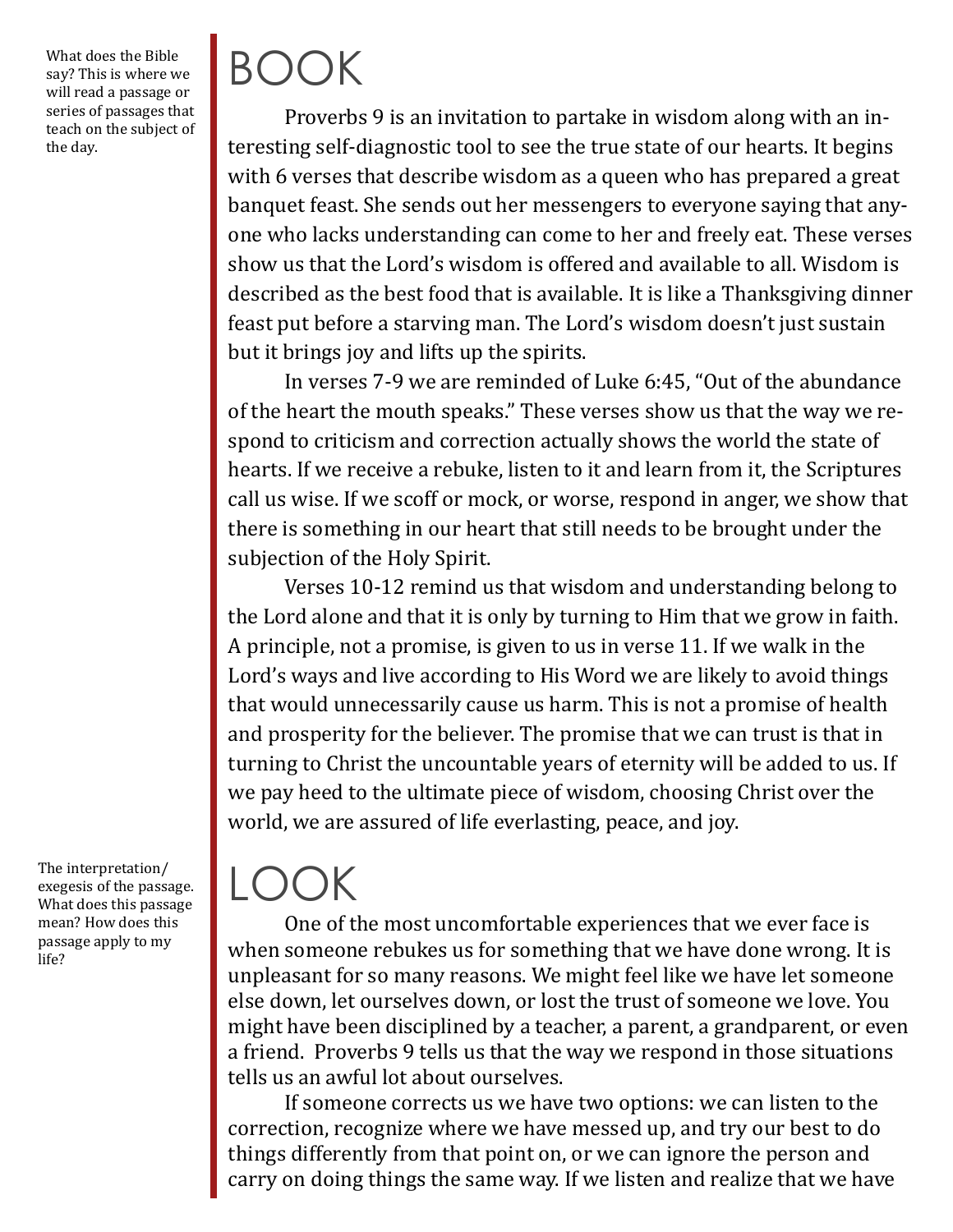What does the Bible say? This is where we will read a passage or series of passages that teach on the subject of the day.

# BOOK

Proverbs 9 is an invitation to partake in wisdom along with an interesting self-diagnostic tool to see the true state of our hearts. It begins with 6 verses that describe wisdom as a queen who has prepared a great banquet feast. She sends out her messengers to everyone saying that anyone who lacks understanding can come to her and freely eat. These verses show us that the Lord's wisdom is offered and available to all. Wisdom is described as the best food that is available. It is like a Thanksgiving dinner feast put before a starving man. The Lord's wisdom doesn't just sustain but it brings joy and lifts up the spirits.

In verses 7-9 we are reminded of Luke 6:45, "Out of the abundance of the heart the mouth speaks." These verses show us that the way we respond to criticism and correction actually shows the world the state of hearts. If we receive a rebuke, listen to it and learn from it, the Scriptures call us wise. If we scoff or mock, or worse, respond in anger, we show that there is something in our heart that still needs to be brought under the subjection of the Holy Spirit.

Verses 10-12 remind us that wisdom and understanding belong to the Lord alone and that it is only by turning to Him that we grow in faith. A principle, not a promise, is given to us in verse 11. If we walk in the Lord's ways and live according to His Word we are likely to avoid things that would unnecessarily cause us harm. This is not a promise of health and prosperity for the believer. The promise that we can trust is that in turning to Christ the uncountable years of eternity will be added to us. If we pay heed to the ultimate piece of wisdom, choosing Christ over the world, we are assured of life everlasting, peace, and joy.

The interpretation/exegesis of the passage. What does this passage mean? How does this passage apply to my life?

# LOOK

One of the most uncomfortable experiences that we ever face is when someone rebukes us for something that we have done wrong. It is unpleasant for so many reasons. We might feel like we have let someone else down, let ourselves down, or lost the trust of someone we love. You might have been disciplined by a teacher, a parent, a grandparent, or even a friend. Proverbs 9 tells us that the way we respond in those situations tells us an awful lot about ourselves.

If someone corrects us we have two options: we can listen to the correction, recognize where we have messed up, and try our best to do things differently from that point on, or we can ignore the person and carry on doing things the same way. If we listen and realize that we have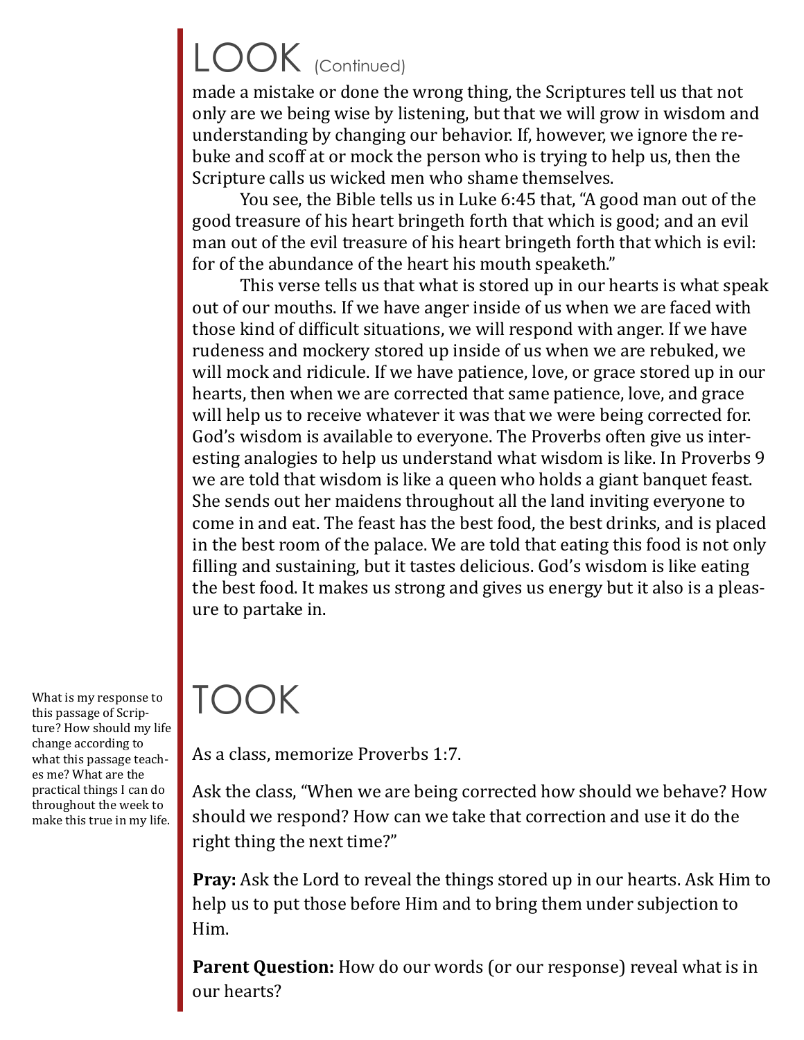# LOOK (Continued)

made a mistake or done the wrong thing, the Scriptures tell us that not only are we being wise by listening, but that we will grow in wisdom and understanding by changing our behavior. If, however, we ignore the rebuke and scoff at or mock the person who is trying to help us, then the Scripture calls us wicked men who shame themselves.

You see, the Bible tells us in Luke 6:45 that, "A good man out of the good treasure of his heart bringeth forth that which is good; and an evil man out of the evil treasure of his heart bringeth forth that which is evil: for of the abundance of the heart his mouth speaketh."

This verse tells us that what is stored up in our hearts is what speak out of our mouths. If we have anger inside of us when we are faced with those kind of difficult situations, we will respond with anger. If we have rudeness and mockery stored up inside of us when we are rebuked, we will mock and ridicule. If we have patience, love, or grace stored up in our hearts, then when we are corrected that same patience, love, and grace will help us to receive whatever it was that we were being corrected for. God's wisdom is available to everyone. The Proverbs often give us interesting analogies to help us understand what wisdom is like. In Proverbs 9 we are told that wisdom is like a queen who holds a giant banquet feast. She sends out her maidens throughout all the land inviting everyone to come in and eat. The feast has the best food, the best drinks, and is placed in the best room of the palace. We are told that eating this food is not only filling and sustaining, but it tastes delicious. God's wisdom is like eating the best food. It makes us strong and gives us energy but it also is a pleasure to partake in.

# TOOK

What is my response to this passage of Scripture? How should my life change according to what this passage teaches me? What are the practical things I can do throughout the week to make this true in my life.

As a class, memorize Proverbs 1:7.

Ask the class, "When we are being corrected how should we behave? How should we respond? How can we take that correction and use it do the right thing the next time?"

**Pray:** Ask the Lord to reveal the things stored up in our hearts. Ask Him to help us to put those before Him and to bring them under subjection to Him.

**Parent Question:** How do our words (or our response) reveal what is in our hearts?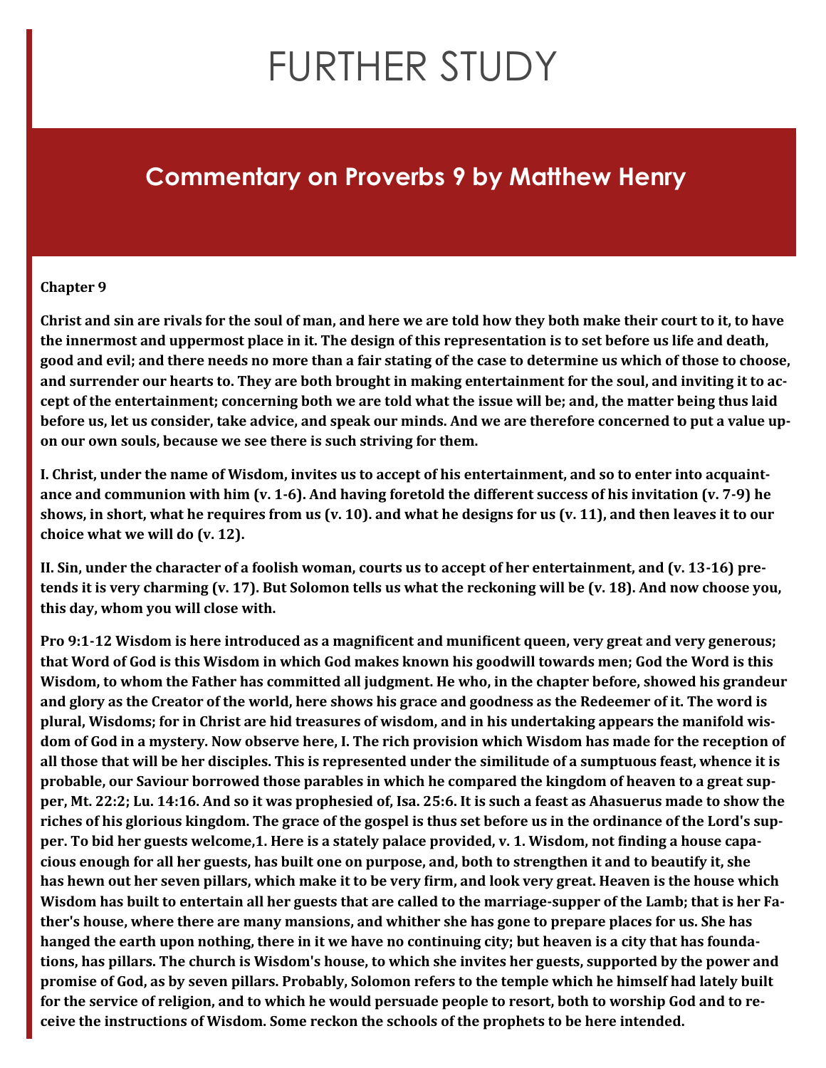# FURTHER STUDY

## Commentary on Proverbs 9 by Matthew Henry

**Chapter 9**

**Christ and sin are rivals for the soul of man, and here we are told how they both make their court to it, to have the innermost and uppermost place in it. The design of this representation is to set before us life and death, good and evil; and there needs no more than a fair stating of the case to determine us which of those to choose, and surrender our hearts to. They are both brought in making entertainment for the soul, and inviting it to accept of the entertainment; concerning both we are told what the issue will be; and, the matter being thus laid before us, let us consider, take advice, and speak our minds. And we are therefore concerned to put a value upon our own souls, because we see there is such striving for them.**

**I. Christ, under the name of Wisdom, invites us to accept of his entertainment, and so to enter into acquaintance and communion with him (v. 1-6). And having foretold the different success of his invitation (v. 7-9) he shows, in short, what he requires from us (v. 10). and what he designs for us (v. 11), and then leaves it to our choice what we will do (v. 12).**

**II. Sin, under the character of a foolish woman, courts us to accept of her entertainment, and (v. 13-16) pretends it is very charming (v. 17). But Solomon tells us what the reckoning will be (v. 18). And now choose you, this day, whom you will close with.**

**Pro 9:1-12 Wisdom is here introduced as a magnificent and munificent queen, very great and very generous; that Word of God is this Wisdom in which God makes known his goodwill towards men; God the Word is this Wisdom, to whom the Father has committed all judgment. He who, in the chapter before, showed his grandeur and glory as the Creator of the world, here shows his grace and goodness as the Redeemer of it. The word is plural, Wisdoms; for in Christ are hid treasures of wisdom, and in his undertaking appears the manifold wisdom of God in a mystery. Now observe here, I. The rich provision which Wisdom has made for the reception of all those that will be her disciples. This is represented under the similitude of a sumptuous feast, whence it is probable, our Saviour borrowed those parables in which he compared the kingdom of heaven to a great supper, Mt. 22:2; Lu. 14:16. And so it was prophesied of, Isa. 25:6. It is such a feast as Ahasuerus made to show the riches of his glorious kingdom. The grace of the gospel is thus set before us in the ordinance of the Lord's supper. To bid her guests welcome,1. Here is a stately palace provided, v. 1. Wisdom, not finding a house capacious enough for all her guests, has built one on purpose, and, both to strengthen it and to beautify it, she has hewn out her seven pillars, which make it to be very firm, and look very great. Heaven is the house which Wisdom has built to entertain all her guests that are called to the marriage-supper of the Lamb; that is her Father's house, where there are many mansions, and whither she has gone to prepare places for us. She has hanged the earth upon nothing, there in it we have no continuing city; but heaven is a city that has foundations, has pillars. The church is Wisdom's house, to which she invites her guests, supported by the power and promise of God, as by seven pillars. Probably, Solomon refers to the temple which he himself had lately built for the service of religion, and to which he would persuade people to resort, both to worship God and to receive the instructions of Wisdom. Some reckon the schools of the prophets to be here intended.**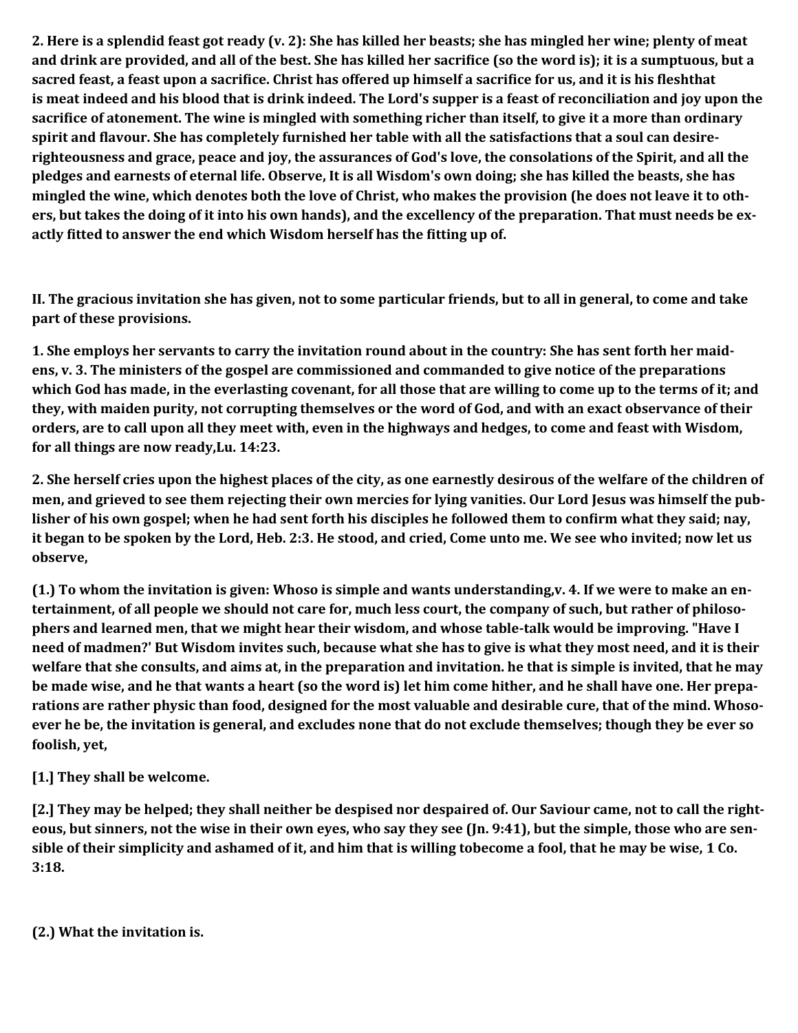**2. Here is a splendid feast got ready (v. 2): She has killed her beasts; she has mingled her wine; plenty of meat and drink are provided, and all of the best. She has killed her sacrifice (so the word is); it is a sumptuous, but a sacred feast, a feast upon a sacrifice. Christ has offered up himself a sacrifice for us, and it is his fleshthat is meat indeed and his blood that is drink indeed. The Lord's supper is a feast of reconciliation and joy upon the sacrifice of atonement. The wine is mingled with something richer than itself, to give it a more than ordinary spirit and flavour. She has completely furnished her table with all the satisfactions that a soul can desire-righteousness and grace, peace and joy, the assurances of God's love, the consolations of the Spirit, and all the pledges and earnests of eternal life. Observe, It is all Wisdom's own doing; she has killed the beasts, she has mingled the wine, which denotes both the love of Christ, who makes the provision (he does not leave it to others, but takes the doing of it into his own hands), and the excellency of the preparation. That must needs be exactly fitted to answer the end which Wisdom herself has the fitting up of.**

**II. The gracious invitation she has given, not to some particular friends, but to all in general, to come and take part of these provisions.**

**1. She employs her servants to carry the invitation round about in the country: She has sent forth her maidens, v. 3. The ministers of the gospel are commissioned and commanded to give notice of the preparations which God has made, in the everlasting covenant, for all those that are willing to come up to the terms of it; and they, with maiden purity, not corrupting themselves or the word of God, and with an exact observance of their orders, are to call upon all they meet with, even in the highways and hedges, to come and feast with Wisdom, for all things are now ready,Lu. 14:23.**

**2. She herself cries upon the highest places of the city, as one earnestly desirous of the welfare of the children of men, and grieved to see them rejecting their own mercies for lying vanities. Our Lord Jesus was himself the publisher of his own gospel; when he had sent forth his disciples he followed them to confirm what they said; nay, it began to be spoken by the Lord, Heb. 2:3. He stood, and cried, Come unto me. We see who invited; now let us observe,**

**(1.) To whom the invitation is given: Whoso is simple and wants understanding,v. 4. If we were to make an entertainment, of all people we should not care for, much less court, the company of such, but rather of philosophers and learned men, that we might hear their wisdom, and whose table-talk would be improving. "Have I need of madmen?' But Wisdom invites such, because what she has to give is what they most need, and it is their welfare that she consults, and aims at, in the preparation and invitation. he that is simple is invited, that he may be made wise, and he that wants a heart (so the word is) let him come hither, and he shall have one. Her preparations are rather physic than food, designed for the most valuable and desirable cure, that of the mind. Whosoever he be, the invitation is general, and excludes none that do not exclude themselves; though they be ever so foolish, yet,**

**[1.] They shall be welcome.**

**[2.] They may be helped; they shall neither be despised nor despaired of. Our Saviour came, not to call the righteous, but sinners, not the wise in their own eyes, who say they see (Jn. 9:41), but the simple, those who are sensible of their simplicity and ashamed of it, and him that is willing tobecome a fool, that he may be wise, 1 Co. 3:18.**

**(2.) What the invitation is.**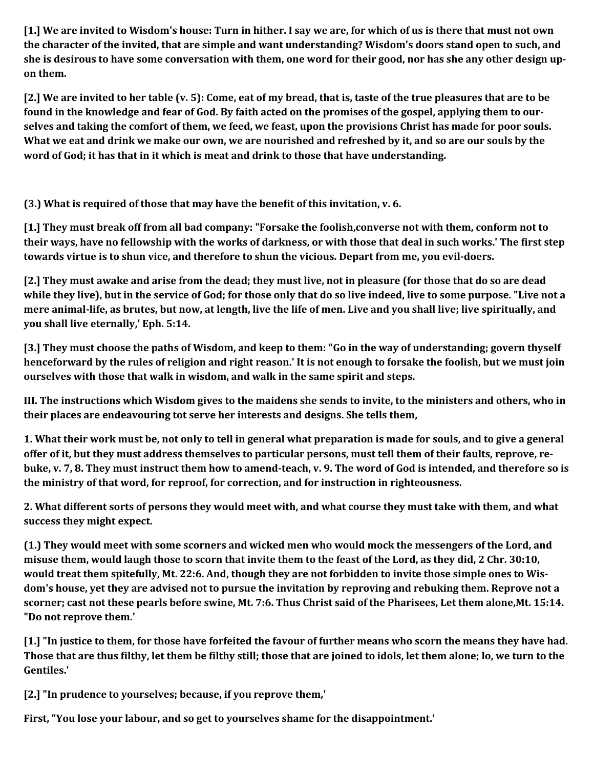**[1.] We are invited to Wisdom's house: Turn in hither. I say we are, for which of us is there that must not own the character of the invited, that are simple and want understanding? Wisdom's doors stand open to such, and she is desirous to have some conversation with them, one word for their good, nor has she any other design upon them.**

**[2.] We are invited to her table (v. 5): Come, eat of my bread, that is, taste of the true pleasures that are to be found in the knowledge and fear of God. By faith acted on the promises of the gospel, applying them to ourselves and taking the comfort of them, we feed, we feast, upon the provisions Christ has made for poor souls. What we eat and drink we make our own, we are nourished and refreshed by it, and so are our souls by the word of God; it has that in it which is meat and drink to those that have understanding.**

**(3.) What is required of those that may have the benefit of this invitation, v. 6.**

**[1.] They must break off from all bad company: "Forsake the foolish,converse not with them, conform not to their ways, have no fellowship with the works of darkness, or with those that deal in such works.' The first step towards virtue is to shun vice, and therefore to shun the vicious. Depart from me, you evil-doers.**

**[2.] They must awake and arise from the dead; they must live, not in pleasure (for those that do so are dead while they live), but in the service of God; for those only that do so live indeed, live to some purpose. "Live not a mere animal-life, as brutes, but now, at length, live the life of men. Live and you shall live; live spiritually, and you shall live eternally,' Eph. 5:14.**

**[3.] They must choose the paths of Wisdom, and keep to them: "Go in the way of understanding; govern thyself henceforward by the rules of religion and right reason.' It is not enough to forsake the foolish, but we must join ourselves with those that walk in wisdom, and walk in the same spirit and steps.**

**III. The instructions which Wisdom gives to the maidens she sends to invite, to the ministers and others, who in their places are endeavouring tot serve her interests and designs. She tells them,**

**1. What their work must be, not only to tell in general what preparation is made for souls, and to give a general offer of it, but they must address themselves to particular persons, must tell them of their faults, reprove, rebuke, v. 7, 8. They must instruct them how to amend-teach, v. 9. The word of God is intended, and therefore so is the ministry of that word, for reproof, for correction, and for instruction in righteousness.**

**2. What different sorts of persons they would meet with, and what course they must take with them, and what success they might expect.**

**(1.) They would meet with some scorners and wicked men who would mock the messengers of the Lord, and misuse them, would laugh those to scorn that invite them to the feast of the Lord, as they did, 2 Chr. 30:10, would treat them spitefully, Mt. 22:6. And, though they are not forbidden to invite those simple ones to Wisdom's house, yet they are advised not to pursue the invitation by reproving and rebuking them. Reprove not a scorner; cast not these pearls before swine, Mt. 7:6. Thus Christ said of the Pharisees, Let them alone,Mt. 15:14. "Do not reprove them.'**

**[1.] "In justice to them, for those have forfeited the favour of further means who scorn the means they have had. Those that are thus filthy, let them be filthy still; those that are joined to idols, let them alone; lo, we turn to the Gentiles.'**

**[2.] "In prudence to yourselves; because, if you reprove them,'**

**First, "You lose your labour, and so get to yourselves shame for the disappointment.'**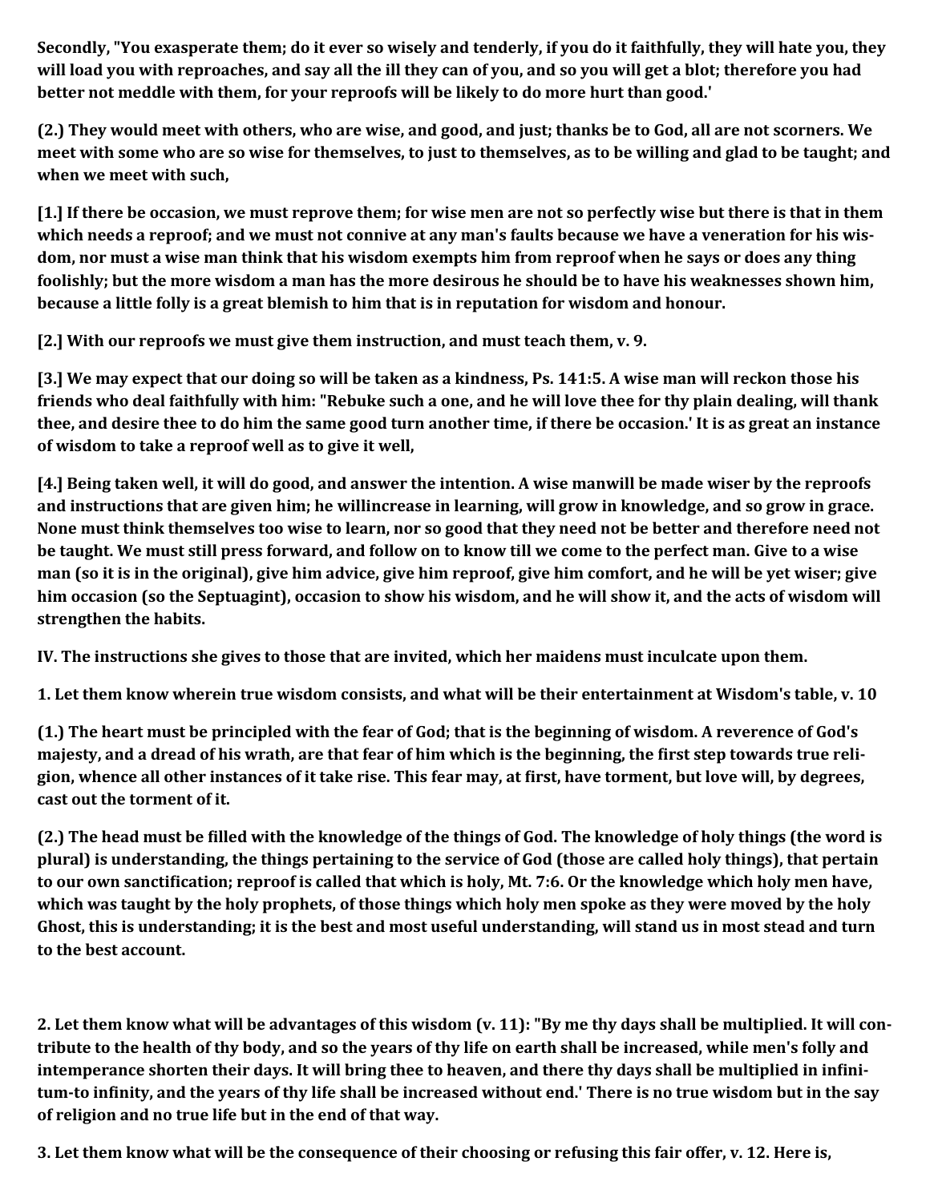**Secondly, "You exasperate them; do it ever so wisely and tenderly, if you do it faithfully, they will hate you, they will load you with reproaches, and say all the ill they can of you, and so you will get a blot; therefore you had better not meddle with them, for your reproofs will be likely to do more hurt than good.'**

**(2.) They would meet with others, who are wise, and good, and just; thanks be to God, all are not scorners. We meet with some who are so wise for themselves, to just to themselves, as to be willing and glad to be taught; and when we meet with such,**

**[1.] If there be occasion, we must reprove them; for wise men are not so perfectly wise but there is that in them which needs a reproof; and we must not connive at any man's faults because we have a veneration for his wisdom, nor must a wise man think that his wisdom exempts him from reproof when he says or does any thing foolishly; but the more wisdom a man has the more desirous he should be to have his weaknesses shown him, because a little folly is a great blemish to him that is in reputation for wisdom and honour.**

**[2.] With our reproofs we must give them instruction, and must teach them, v. 9.**

**[3.] We may expect that our doing so will be taken as a kindness, Ps. 141:5. A wise man will reckon those his friends who deal faithfully with him: "Rebuke such a one, and he will love thee for thy plain dealing, will thank thee, and desire thee to do him the same good turn another time, if there be occasion.' It is as great an instance of wisdom to take a reproof well as to give it well,**

**[4.] Being taken well, it will do good, and answer the intention. A wise manwill be made wiser by the reproofs and instructions that are given him; he willincrease in learning, will grow in knowledge, and so grow in grace. None must think themselves too wise to learn, nor so good that they need not be better and therefore need not be taught. We must still press forward, and follow on to know till we come to the perfect man. Give to a wise man (so it is in the original), give him advice, give him reproof, give him comfort, and he will be yet wiser; give him occasion (so the Septuagint), occasion to show his wisdom, and he will show it, and the acts of wisdom will strengthen the habits.**

**IV. The instructions she gives to those that are invited, which her maidens must inculcate upon them.**

**1. Let them know wherein true wisdom consists, and what will be their entertainment at Wisdom's table, v. 10**

**(1.) The heart must be principled with the fear of God; that is the beginning of wisdom. A reverence of God's majesty, and a dread of his wrath, are that fear of him which is the beginning, the first step towards true religion, whence all other instances of it take rise. This fear may, at first, have torment, but love will, by degrees, cast out the torment of it.**

**(2.) The head must be filled with the knowledge of the things of God. The knowledge of holy things (the word is plural) is understanding, the things pertaining to the service of God (those are called holy things), that pertain to our own sanctification; reproof is called that which is holy, Mt. 7:6. Or the knowledge which holy men have, which was taught by the holy prophets, of those things which holy men spoke as they were moved by the holy Ghost, this is understanding; it is the best and most useful understanding, will stand us in most stead and turn to the best account.**

**2. Let them know what will be advantages of this wisdom (v. 11): "By me thy days shall be multiplied. It will contribute to the health of thy body, and so the years of thy life on earth shall be increased, while men's folly and intemperance shorten their days. It will bring thee to heaven, and there thy days shall be multiplied in infinitum-to infinity, and the years of thy life shall be increased without end.' There is no true wisdom but in the say of religion and no true life but in the end of that way.**

**3. Let them know what will be the consequence of their choosing or refusing this fair offer, v. 12. Here is,**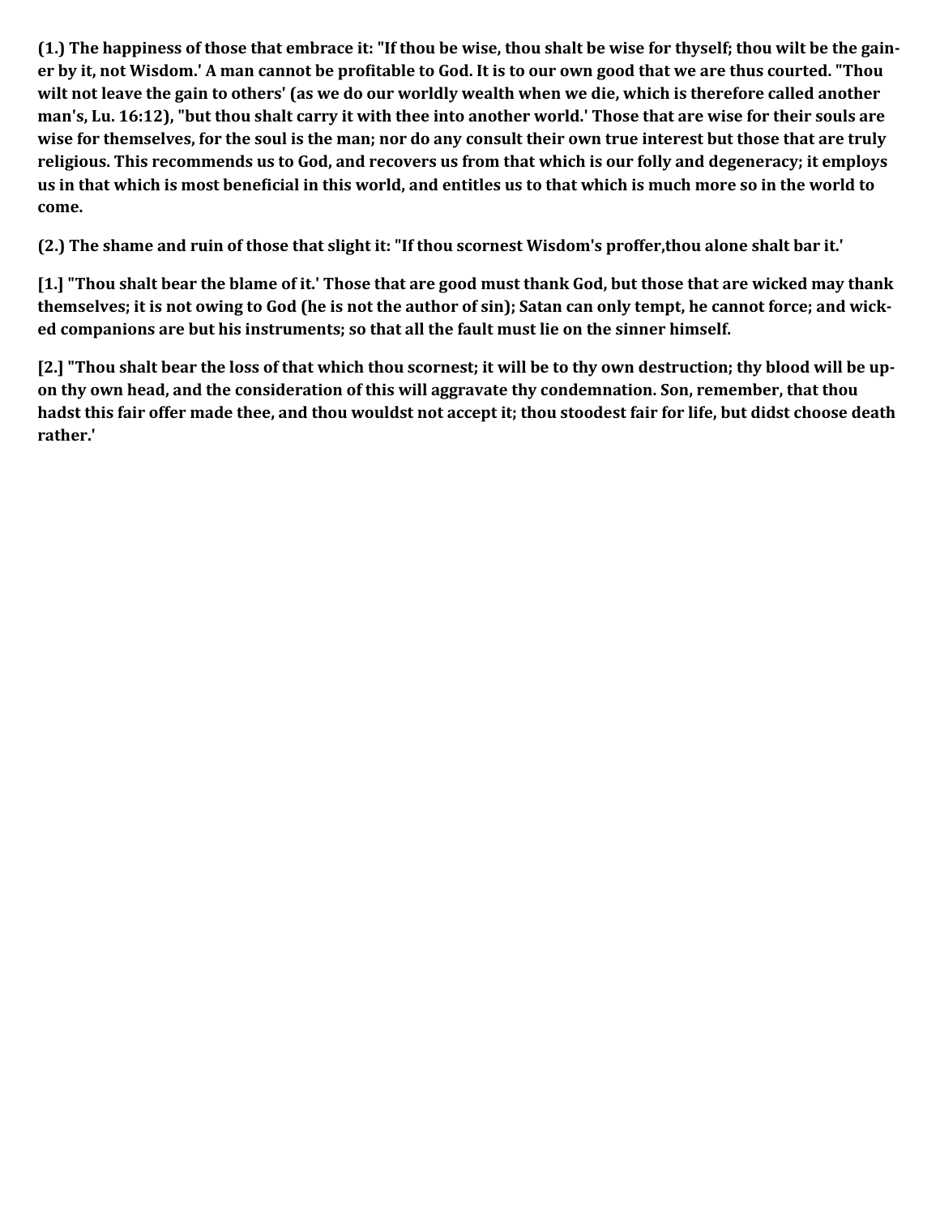**(1.) The happiness of those that embrace it: "If thou be wise, thou shalt be wise for thyself; thou wilt be the gainer by it, not Wisdom.' A man cannot be profitable to God. It is to our own good that we are thus courted. "Thou wilt not leave the gain to others' (as we do our worldly wealth when we die, which is therefore called another man's, Lu. 16:12), "but thou shalt carry it with thee into another world.' Those that are wise for their souls are wise for themselves, for the soul is the man; nor do any consult their own true interest but those that are truly religious. This recommends us to God, and recovers us from that which is our folly and degeneracy; it employs us in that which is most beneficial in this world, and entitles us to that which is much more so in the world to come.**

**(2.) The shame and ruin of those that slight it: "If thou scornest Wisdom's proffer,thou alone shalt bar it.'**

**[1.] "Thou shalt bear the blame of it.' Those that are good must thank God, but those that are wicked may thank themselves; it is not owing to God (he is not the author of sin); Satan can only tempt, he cannot force; and wicked companions are but his instruments; so that all the fault must lie on the sinner himself.**

**[2.] "Thou shalt bear the loss of that which thou scornest; it will be to thy own destruction; thy blood will be upon thy own head, and the consideration of this will aggravate thy condemnation. Son, remember, that thou hadst this fair offer made thee, and thou wouldst not accept it; thou stoodest fair for life, but didst choose death rather.'**